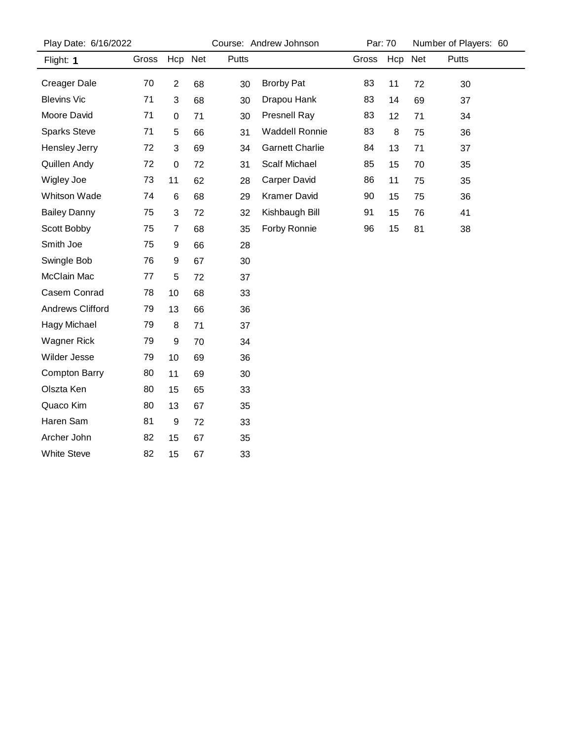Play Date: 6/16/2022 Course: Andrew Johnson Par: 70 Number of Players: 60

| Flight: **1** | Gross | Hcp | Net | Putts | | Gross | Hcp | Net | Putts |
|---|---|---|---|---|---|---|---|---|---|
| Creager Dale | 70 | 2 | 68 | 30 | Brorby Pat | 83 | 11 | 72 | 30 |
| Blevins Vic | 71 | 3 | 68 | 30 | Drapou Hank | 83 | 14 | 69 | 37 |
| Moore David | 71 | 0 | 71 | 30 | Presnell Ray | 83 | 12 | 71 | 34 |
| Sparks Steve | 71 | 5 | 66 | 31 | Waddell Ronnie | 83 | 8 | 75 | 36 |
| Hensley Jerry | 72 | 3 | 69 | 34 | Garnett Charlie | 84 | 13 | 71 | 37 |
| Quillen Andy | 72 | 0 | 72 | 31 | Scalf Michael | 85 | 15 | 70 | 35 |
| Wigley Joe | 73 | 11 | 62 | 28 | Carper David | 86 | 11 | 75 | 35 |
| Whitson Wade | 74 | 6 | 68 | 29 | Kramer David | 90 | 15 | 75 | 36 |
| Bailey Danny | 75 | 3 | 72 | 32 | Kishbaugh Bill | 91 | 15 | 76 | 41 |
| Scott Bobby | 75 | 7 | 68 | 35 | Forby Ronnie | 96 | 15 | 81 | 38 |
| Smith Joe | 75 | 9 | 66 | 28 | | | | | |
| Swingle Bob | 76 | 9 | 67 | 30 | | | | | |
| McClain Mac | 77 | 5 | 72 | 37 | | | | | |
| Casem Conrad | 78 | 10 | 68 | 33 | | | | | |
| Andrews Clifford | 79 | 13 | 66 | 36 | | | | | |
| Hagy Michael | 79 | 8 | 71 | 37 | | | | | |
| Wagner Rick | 79 | 9 | 70 | 34 | | | | | |
| Wilder Jesse | 79 | 10 | 69 | 36 | | | | | |
| Compton Barry | 80 | 11 | 69 | 30 | | | | | |
| Olszta Ken | 80 | 15 | 65 | 33 | | | | | |
| Quaco Kim | 80 | 13 | 67 | 35 | | | | | |
| Haren Sam | 81 | 9 | 72 | 33 | | | | | |
| Archer John | 82 | 15 | 67 | 35 | | | | | |
| White Steve | 82 | 15 | 67 | 33 | | | | | |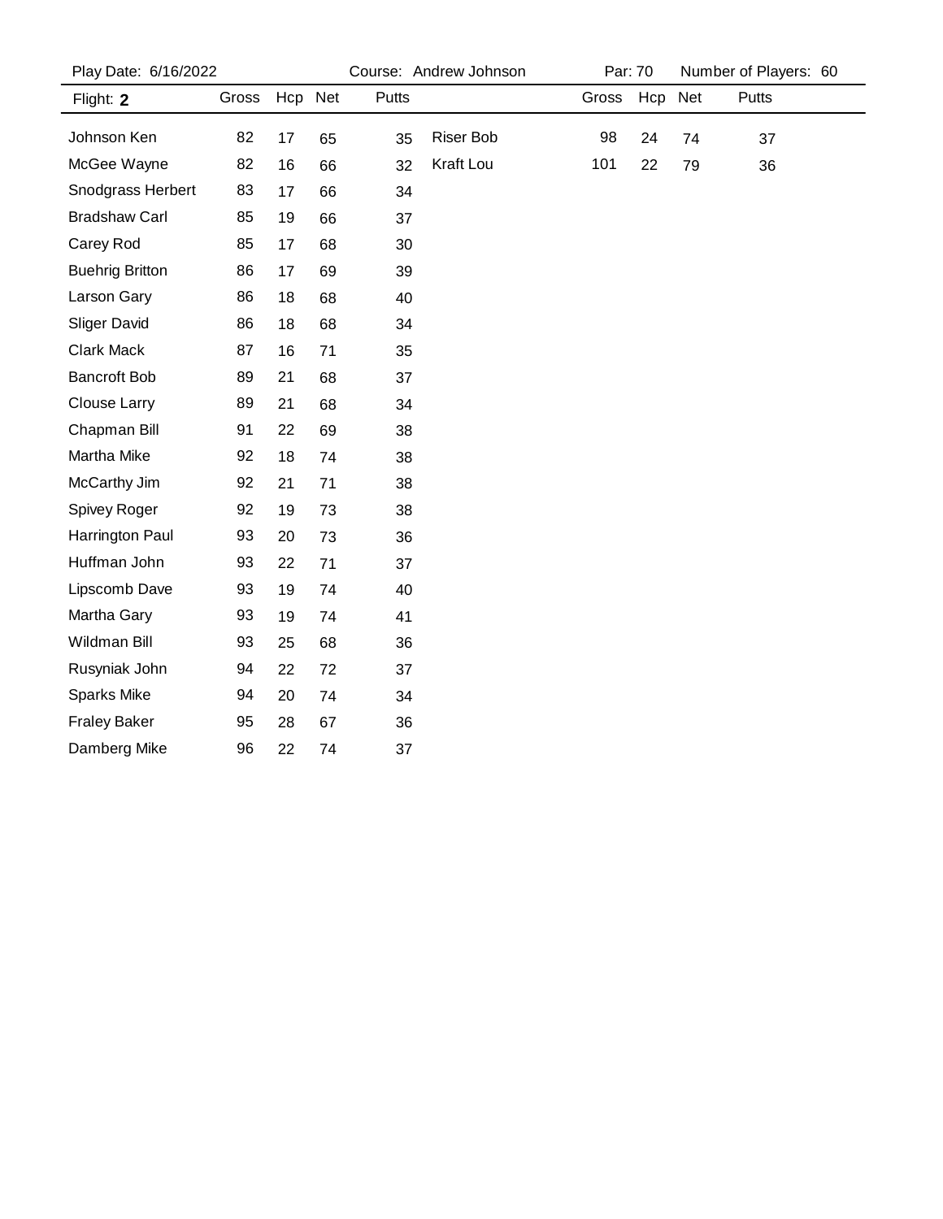Play Date: 6/16/2022 Course: Andrew Johnson Par: 70 Number of Players: 60

**Flight: 2**

| Name | Gross | Hcp | Net | Putts |
|---|---|---|---|---|
| Johnson Ken | 82 | 17 | 65 | 35 |
| McGee Wayne | 82 | 16 | 66 | 32 |
| Snodgrass Herbert | 83 | 17 | 66 | 34 |
| Bradshaw Carl | 85 | 19 | 66 | 37 |
| Carey Rod | 85 | 17 | 68 | 30 |
| Buehrig Britton | 86 | 17 | 69 | 39 |
| Larson Gary | 86 | 18 | 68 | 40 |
| Sliger David | 86 | 18 | 68 | 34 |
| Clark Mack | 87 | 16 | 71 | 35 |
| Bancroft Bob | 89 | 21 | 68 | 37 |
| Clouse Larry | 89 | 21 | 68 | 34 |
| Chapman Bill | 91 | 22 | 69 | 38 |
| Martha Mike | 92 | 18 | 74 | 38 |
| McCarthy Jim | 92 | 21 | 71 | 38 |
| Spivey Roger | 92 | 19 | 73 | 38 |
| Harrington Paul | 93 | 20 | 73 | 36 |
| Huffman John | 93 | 22 | 71 | 37 |
| Lipscomb Dave | 93 | 19 | 74 | 40 |
| Martha Gary | 93 | 19 | 74 | 41 |
| Wildman Bill | 93 | 25 | 68 | 36 |
| Rusyniak John | 94 | 22 | 72 | 37 |
| Sparks Mike | 94 | 20 | 74 | 34 |
| Fraley Baker | 95 | 28 | 67 | 36 |
| Damberg Mike | 96 | 22 | 74 | 37 |
| Riser Bob | 98 | 24 | 74 | 37 |
| Kraft Lou | 101 | 22 | 79 | 36 |